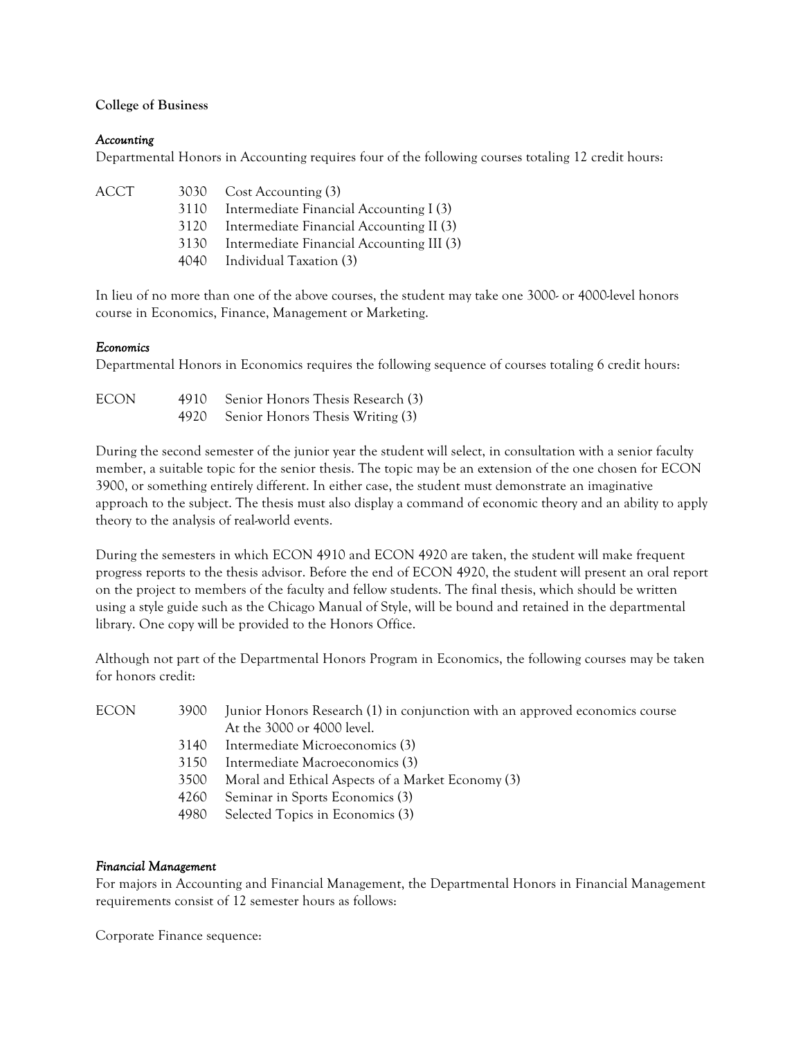**College of Business**

*Accounting*

Departmental Honors in Accounting requires four of the following courses totaling 12 credit hours:

| | | |
|---|---|---|
| ACCT | 3030 | Cost Accounting (3) |
| | 3110 | Intermediate Financial Accounting I (3) |
| | 3120 | Intermediate Financial Accounting II (3) |
| | 3130 | Intermediate Financial Accounting III (3) |
| | 4040 | Individual Taxation (3) |

In lieu of no more than one of the above courses, the student may take one 3000- or 4000-level honors course in Economics, Finance, Management or Marketing.

*Economics*

Departmental Honors in Economics requires the following sequence of courses totaling 6 credit hours:

| | | |
|---|---|---|
| ECON | 4910 | Senior Honors Thesis Research (3) |
| | 4920 | Senior Honors Thesis Writing (3) |

During the second semester of the junior year the student will select, in consultation with a senior faculty member, a suitable topic for the senior thesis. The topic may be an extension of the one chosen for ECON 3900, or something entirely different. In either case, the student must demonstrate an imaginative approach to the subject. The thesis must also display a command of economic theory and an ability to apply theory to the analysis of real-world events.

During the semesters in which ECON 4910 and ECON 4920 are taken, the student will make frequent progress reports to the thesis advisor. Before the end of ECON 4920, the student will present an oral report on the project to members of the faculty and fellow students. The final thesis, which should be written using a style guide such as the Chicago Manual of Style, will be bound and retained in the departmental library. One copy will be provided to the Honors Office.

Although not part of the Departmental Honors Program in Economics, the following courses may be taken for honors credit:

| | | |
|---|---|---|
| ECON | 3900 | Junior Honors Research (1) in conjunction with an approved economics course At the 3000 or 4000 level. |
| | 3140 | Intermediate Microeconomics (3) |
| | 3150 | Intermediate Macroeconomics (3) |
| | 3500 | Moral and Ethical Aspects of a Market Economy (3) |
| | 4260 | Seminar in Sports Economics (3) |
| | 4980 | Selected Topics in Economics (3) |

*Financial Management*

For majors in Accounting and Financial Management, the Departmental Honors in Financial Management requirements consist of 12 semester hours as follows:

Corporate Finance sequence: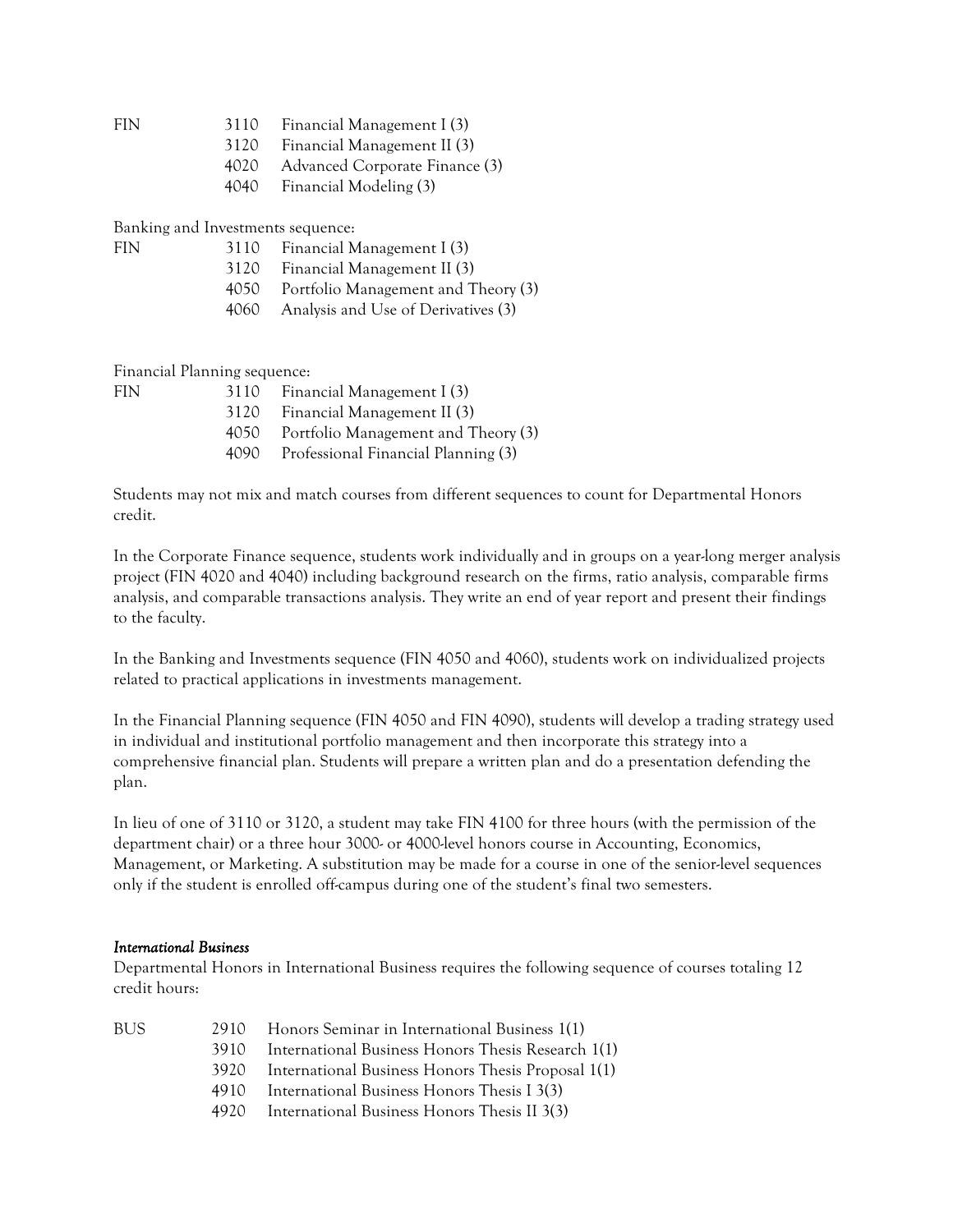| | | |
|---|---|---|
| FIN | 3110 | Financial Management I (3) |
| | 3120 | Financial Management II (3) |
| | 4020 | Advanced Corporate Finance (3) |
| | 4040 | Financial Modeling (3) |

Banking and Investments sequence:

| | | |
|---|---|---|
| FIN | 3110 | Financial Management I (3) |
| | 3120 | Financial Management II (3) |
| | 4050 | Portfolio Management and Theory (3) |
| | 4060 | Analysis and Use of Derivatives (3) |

Financial Planning sequence:

| | | |
|---|---|---|
| FIN | 3110 | Financial Management I (3) |
| | 3120 | Financial Management II (3) |
| | 4050 | Portfolio Management and Theory (3) |
| | 4090 | Professional Financial Planning (3) |

Students may not mix and match courses from different sequences to count for Departmental Honors credit.

In the Corporate Finance sequence, students work individually and in groups on a year-long merger analysis project (FIN 4020 and 4040) including background research on the firms, ratio analysis, comparable firms analysis, and comparable transactions analysis. They write an end of year report and present their findings to the faculty.

In the Banking and Investments sequence (FIN 4050 and 4060), students work on individualized projects related to practical applications in investments management.

In the Financial Planning sequence (FIN 4050 and FIN 4090), students will develop a trading strategy used in individual and institutional portfolio management and then incorporate this strategy into a comprehensive financial plan. Students will prepare a written plan and do a presentation defending the plan.

In lieu of one of 3110 or 3120, a student may take FIN 4100 for three hours (with the permission of the department chair) or a three hour 3000- or 4000-level honors course in Accounting, Economics, Management, or Marketing. A substitution may be made for a course in one of the senior-level sequences only if the student is enrolled off-campus during one of the student's final two semesters.

### *International Business*

Departmental Honors in International Business requires the following sequence of courses totaling 12 credit hours:

| | | |
|---|---|---|
| BUS | 2910 | Honors Seminar in International Business 1(1) |
| | 3910 | International Business Honors Thesis Research 1(1) |
| | 3920 | International Business Honors Thesis Proposal 1(1) |
| | 4910 | International Business Honors Thesis I 3(3) |
| | 4920 | International Business Honors Thesis II 3(3) |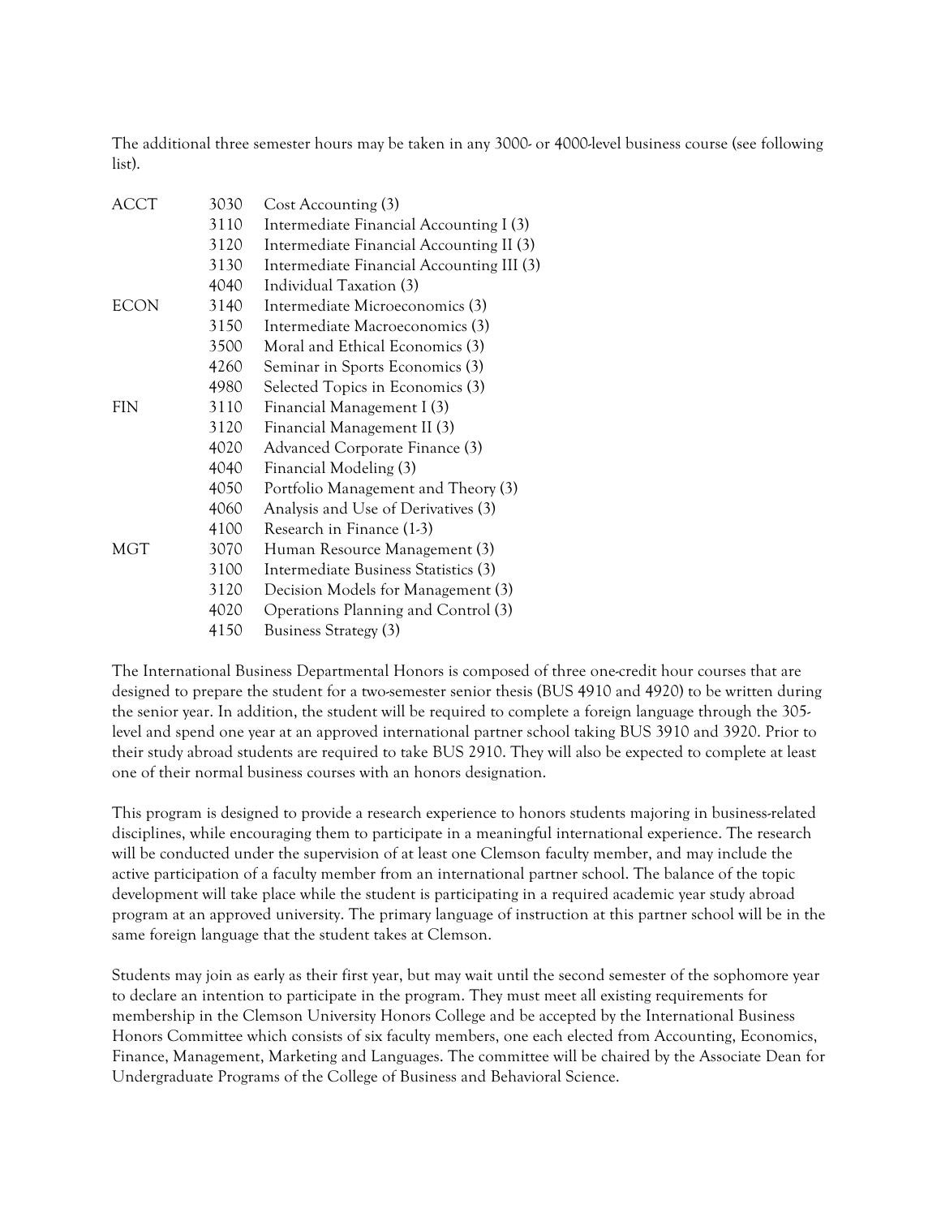The additional three semester hours may be taken in any 3000- or 4000-level business course (see following list).

| | | |
|---|---|---|
| ACCT | 3030 | Cost Accounting (3) |
| | 3110 | Intermediate Financial Accounting I (3) |
| | 3120 | Intermediate Financial Accounting II (3) |
| | 3130 | Intermediate Financial Accounting III (3) |
| | 4040 | Individual Taxation (3) |
| ECON | 3140 | Intermediate Microeconomics (3) |
| | 3150 | Intermediate Macroeconomics (3) |
| | 3500 | Moral and Ethical Economics (3) |
| | 4260 | Seminar in Sports Economics (3) |
| | 4980 | Selected Topics in Economics (3) |
| FIN | 3110 | Financial Management I (3) |
| | 3120 | Financial Management II (3) |
| | 4020 | Advanced Corporate Finance (3) |
| | 4040 | Financial Modeling (3) |
| | 4050 | Portfolio Management and Theory (3) |
| | 4060 | Analysis and Use of Derivatives (3) |
| | 4100 | Research in Finance (1-3) |
| MGT | 3070 | Human Resource Management (3) |
| | 3100 | Intermediate Business Statistics (3) |
| | 3120 | Decision Models for Management (3) |
| | 4020 | Operations Planning and Control (3) |
| | 4150 | Business Strategy (3) |

The International Business Departmental Honors is composed of three one-credit hour courses that are designed to prepare the student for a two-semester senior thesis (BUS 4910 and 4920) to be written during the senior year. In addition, the student will be required to complete a foreign language through the 305-level and spend one year at an approved international partner school taking BUS 3910 and 3920. Prior to their study abroad students are required to take BUS 2910. They will also be expected to complete at least one of their normal business courses with an honors designation.

This program is designed to provide a research experience to honors students majoring in business-related disciplines, while encouraging them to participate in a meaningful international experience. The research will be conducted under the supervision of at least one Clemson faculty member, and may include the active participation of a faculty member from an international partner school. The balance of the topic development will take place while the student is participating in a required academic year study abroad program at an approved university. The primary language of instruction at this partner school will be in the same foreign language that the student takes at Clemson.

Students may join as early as their first year, but may wait until the second semester of the sophomore year to declare an intention to participate in the program. They must meet all existing requirements for membership in the Clemson University Honors College and be accepted by the International Business Honors Committee which consists of six faculty members, one each elected from Accounting, Economics, Finance, Management, Marketing and Languages. The committee will be chaired by the Associate Dean for Undergraduate Programs of the College of Business and Behavioral Science.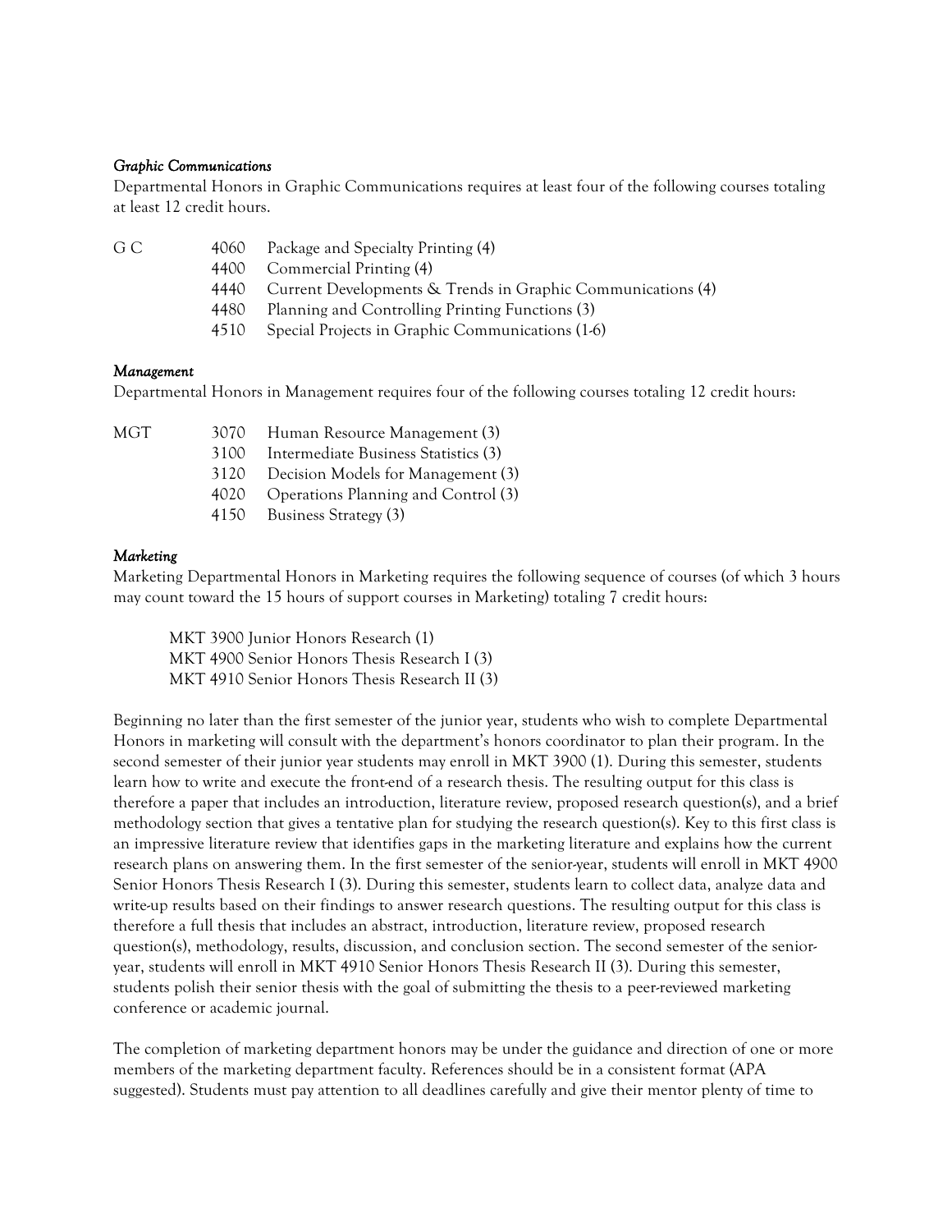*Graphic Communications*

Departmental Honors in Graphic Communications requires at least four of the following courses totaling at least 12 credit hours.

| | | |
|---|---|---|
| G C | 4060 | Package and Specialty Printing (4) |
| | 4400 | Commercial Printing (4) |
| | 4440 | Current Developments & Trends in Graphic Communications (4) |
| | 4480 | Planning and Controlling Printing Functions (3) |
| | 4510 | Special Projects in Graphic Communications (1-6) |

*Management*

Departmental Honors in Management requires four of the following courses totaling 12 credit hours:

| | | |
|---|---|---|
| MGT | 3070 | Human Resource Management (3) |
| | 3100 | Intermediate Business Statistics (3) |
| | 3120 | Decision Models for Management (3) |
| | 4020 | Operations Planning and Control (3) |
| | 4150 | Business Strategy (3) |

*Marketing*

Marketing Departmental Honors in Marketing requires the following sequence of courses (of which 3 hours may count toward the 15 hours of support courses in Marketing) totaling 7 credit hours:

MKT 3900 Junior Honors Research (1)
MKT 4900 Senior Honors Thesis Research I (3)
MKT 4910 Senior Honors Thesis Research II (3)

Beginning no later than the first semester of the junior year, students who wish to complete Departmental Honors in marketing will consult with the department's honors coordinator to plan their program. In the second semester of their junior year students may enroll in MKT 3900 (1). During this semester, students learn how to write and execute the front-end of a research thesis. The resulting output for this class is therefore a paper that includes an introduction, literature review, proposed research question(s), and a brief methodology section that gives a tentative plan for studying the research question(s). Key to this first class is an impressive literature review that identifies gaps in the marketing literature and explains how the current research plans on answering them. In the first semester of the senior-year, students will enroll in MKT 4900 Senior Honors Thesis Research I (3). During this semester, students learn to collect data, analyze data and write-up results based on their findings to answer research questions. The resulting output for this class is therefore a full thesis that includes an abstract, introduction, literature review, proposed research question(s), methodology, results, discussion, and conclusion section. The second semester of the senior-year, students will enroll in MKT 4910 Senior Honors Thesis Research II (3). During this semester, students polish their senior thesis with the goal of submitting the thesis to a peer-reviewed marketing conference or academic journal.

The completion of marketing department honors may be under the guidance and direction of one or more members of the marketing department faculty. References should be in a consistent format (APA suggested). Students must pay attention to all deadlines carefully and give their mentor plenty of time to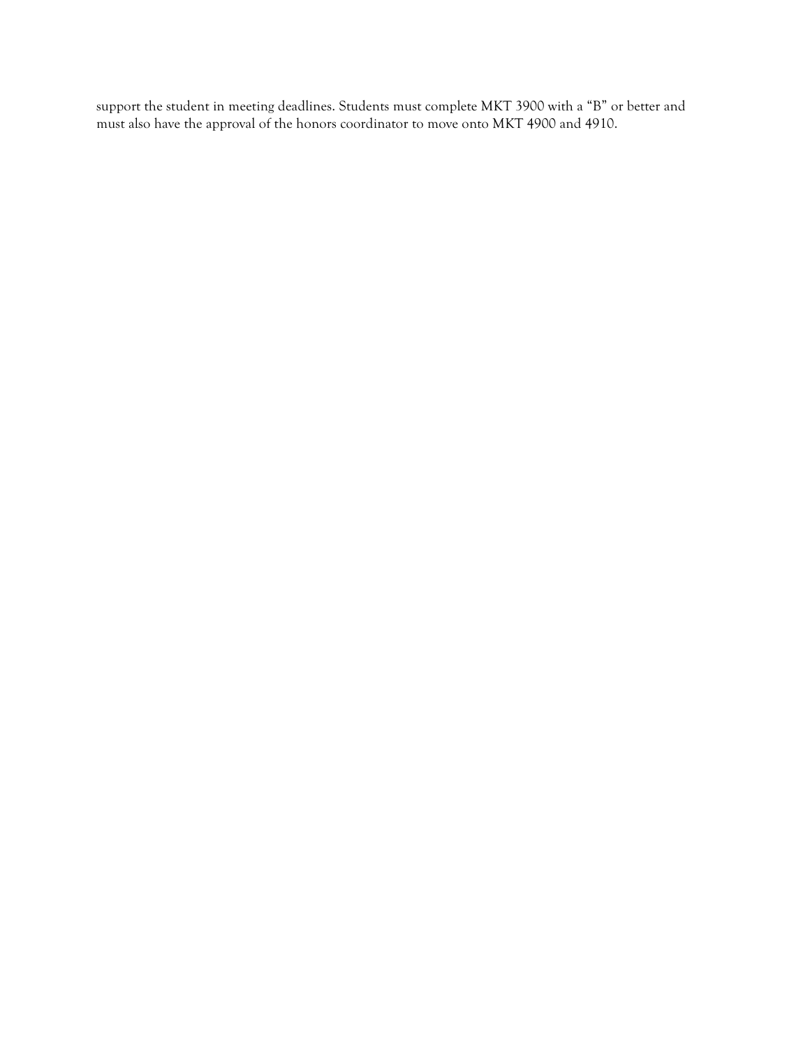support the student in meeting deadlines. Students must complete MKT 3900 with a "B" or better and must also have the approval of the honors coordinator to move onto MKT 4900 and 4910.